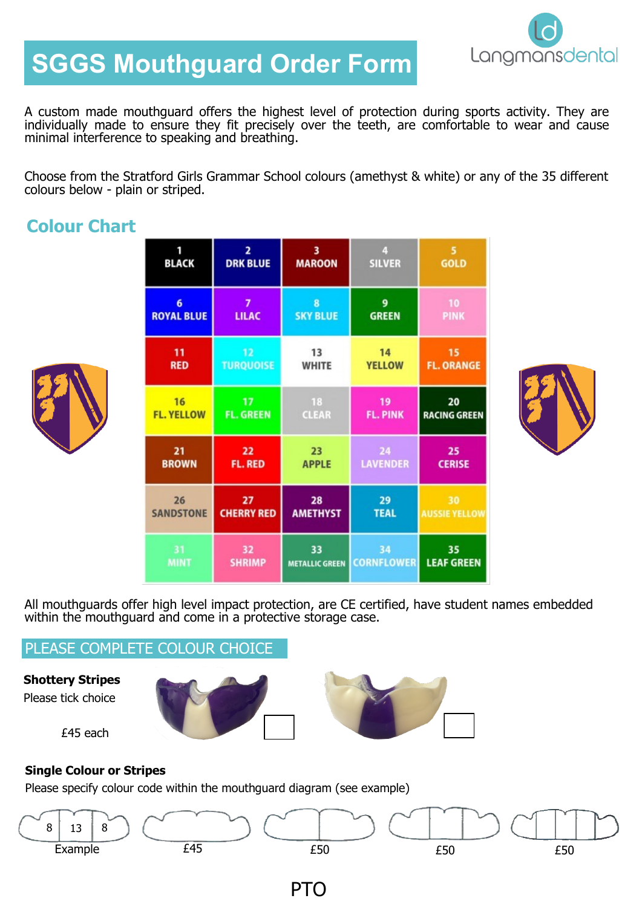# SGGS Mouthguard Order Form

Langmansdental

A custom made mouthguard offers the highest level of protection during sports activity. They are individually made to ensure they fit precisely over the teeth, are comfortable to wear and cause minimal interference to speaking and breathing.

Choose from the Stratford Girls Grammar School colours (amethyst & white) or any of the 35 different colours below - plain or striped.

## Colour Chart

| | | | | |
|---|---|---|---|---|
| 1 BLACK | 2 DRK BLUE | 3 MAROON | 4 SILVER | 5 GOLD |
| 6 ROYAL BLUE | 7 LILAC | 8 SKY BLUE | 9 GREEN | 10 PINK |
| 11 RED | 12 TURQUOISE | 13 WHITE | 14 YELLOW | 15 FL. ORANGE |
| 16 FL. YELLOW | 17 FL. GREEN | 18 CLEAR | 19 FL. PINK | 20 RACING GREEN |
| 21 BROWN | 22 FL. RED | 23 APPLE | 24 LAVENDER | 25 CERISE |
| 26 SANDSTONE | 27 CHERRY RED | 28 AMETHYST | 29 TEAL | 30 AUSSIE YELLOW |
| 31 MINT | 32 SHRIMP | 33 METALLIC GREEN | 34 CORNFLOWER | 35 LEAF GREEN |

All mouthguards offer high level impact protection, are CE certified, have student names embedded within the mouthguard and come in a protective storage case.

## PLEASE COMPLETE COLOUR CHOICE

**Shottery Stripes**

Please tick choice

£45 each

☐ ☐

**Single Colour or Stripes**

Please specify colour code within the mouthguard diagram (see example)

| Example (8 \| 13 \| 8) | £45 | £50 | £50 | £50 |
|---|---|---|---|---|

PTO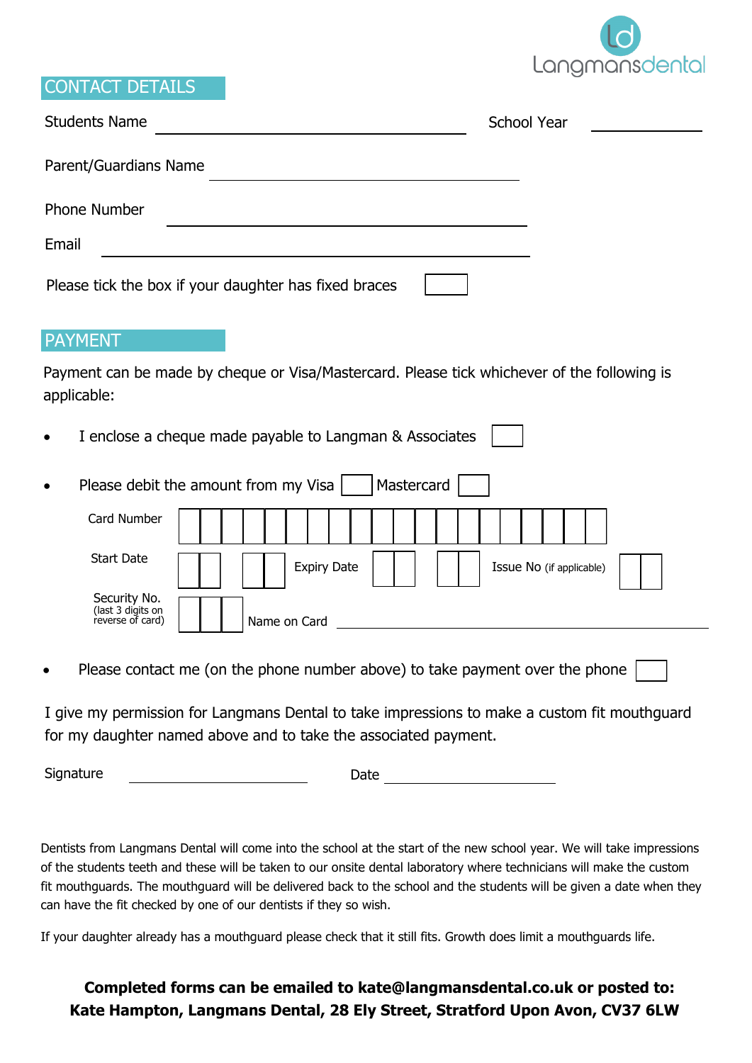Langmansdental

## CONTACT DETAILS

Students Name \_\_\_\_\_\_\_\_\_\_\_\_\_\_\_\_\_\_\_\_\_\_\_\_\_\_\_\_\_\_ School Year \_\_\_\_\_\_\_\_\_\_

Parent/Guardians Name \_\_\_\_\_\_\_\_\_\_\_\_\_\_\_\_\_\_\_\_\_\_\_\_\_\_\_\_\_\_

Phone Number \_\_\_\_\_\_\_\_\_\_\_\_\_\_\_\_\_\_\_\_\_\_\_\_\_\_\_\_\_\_

Email \_\_\_\_\_\_\_\_\_\_\_\_\_\_\_\_\_\_\_\_\_\_\_\_\_\_\_\_\_\_

Please tick the box if your daughter has fixed braces ☐

## PAYMENT

Payment can be made by cheque or Visa/Mastercard. Please tick whichever of the following is applicable:

- I enclose a cheque made payable to Langman & Associates ☐
- Please debit the amount from my Visa ☐ Mastercard ☐

Card Number ☐☐☐☐☐☐☐☐☐☐☐☐☐☐☐☐☐☐☐☐

Start Date ☐☐ ☐☐ Expiry Date ☐☐ ☐☐ Issue No (if applicable) ☐☐

Security No. (last 3 digits on reverse of card) ☐☐☐ Name on Card \_\_\_\_\_\_\_\_\_\_\_\_\_\_\_\_\_\_\_\_\_\_\_\_\_\_\_\_\_\_

- Please contact me (on the phone number above) to take payment over the phone ☐

I give my permission for Langmans Dental to take impressions to make a custom fit mouthguard for my daughter named above and to take the associated payment.

Signature \_\_\_\_\_\_\_\_\_\_\_\_\_\_\_\_\_\_\_\_ Date \_\_\_\_\_\_\_\_\_\_\_\_\_\_\_\_\_\_\_\_

Dentists from Langmans Dental will come into the school at the start of the new school year. We will take impressions of the students teeth and these will be taken to our onsite dental laboratory where technicians will make the custom fit mouthguards. The mouthguard will be delivered back to the school and the students will be given a date when they can have the fit checked by one of our dentists if they so wish.

If your daughter already has a mouthguard please check that it still fits. Growth does limit a mouthguards life.

**Completed forms can be emailed to kate@langmansdental.co.uk or posted to: Kate Hampton, Langmans Dental, 28 Ely Street, Stratford Upon Avon, CV37 6LW**